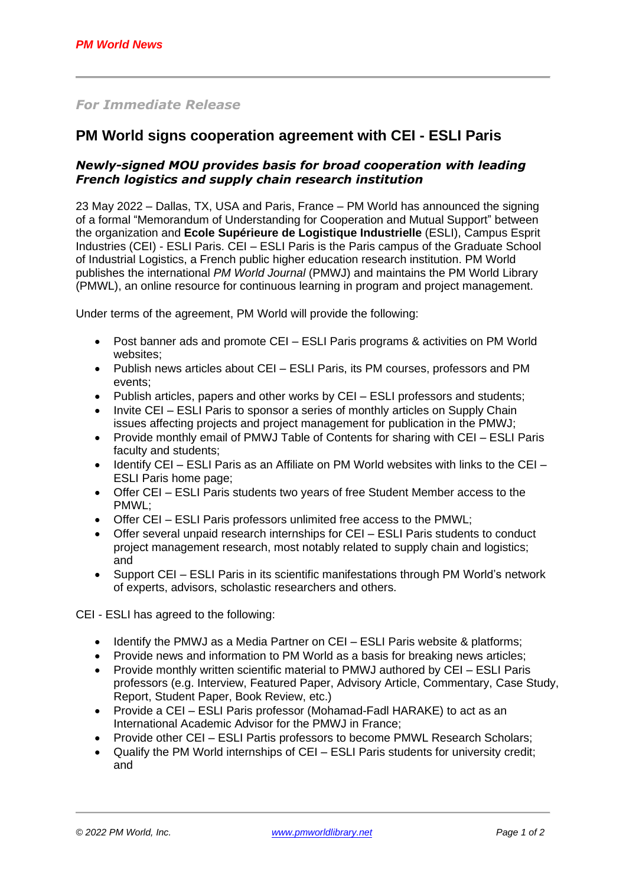*PM World News*

*For Immediate Release*

# PM World signs cooperation agreement with CEI - ESLI Paris

### *Newly-signed MOU provides basis for broad cooperation with leading French logistics and supply chain research institution*

23 May 2022 – Dallas, TX, USA and Paris, France – PM World has announced the signing of a formal "Memorandum of Understanding for Cooperation and Mutual Support" between the organization and **Ecole Supérieure de Logistique Industrielle** (ESLI), Campus Esprit Industries (CEI) - ESLI Paris. CEI – ESLI Paris is the Paris campus of the Graduate School of Industrial Logistics, a French public higher education research institution. PM World publishes the international *PM World Journal* (PMWJ) and maintains the PM World Library (PMWL), an online resource for continuous learning in program and project management.

Under terms of the agreement, PM World will provide the following:

- Post banner ads and promote CEI – ESLI Paris programs & activities on PM World websites;
- Publish news articles about CEI – ESLI Paris, its PM courses, professors and PM events;
- Publish articles, papers and other works by CEI – ESLI professors and students;
- Invite CEI – ESLI Paris to sponsor a series of monthly articles on Supply Chain issues affecting projects and project management for publication in the PMWJ;
- Provide monthly email of PMWJ Table of Contents for sharing with CEI – ESLI Paris faculty and students;
- Identify CEI – ESLI Paris as an Affiliate on PM World websites with links to the CEI – ESLI Paris home page;
- Offer CEI – ESLI Paris students two years of free Student Member access to the PMWL;
- Offer CEI – ESLI Paris professors unlimited free access to the PMWL;
- Offer several unpaid research internships for CEI – ESLI Paris students to conduct project management research, most notably related to supply chain and logistics; and
- Support CEI – ESLI Paris in its scientific manifestations through PM World's network of experts, advisors, scholastic researchers and others.

CEI - ESLI has agreed to the following:

- Identify the PMWJ as a Media Partner on CEI – ESLI Paris website & platforms;
- Provide news and information to PM World as a basis for breaking news articles;
- Provide monthly written scientific material to PMWJ authored by CEI – ESLI Paris professors (e.g. Interview, Featured Paper, Advisory Article, Commentary, Case Study, Report, Student Paper, Book Review, etc.)
- Provide a CEI – ESLI Paris professor (Mohamad-Fadl HARAKE) to act as an International Academic Advisor for the PMWJ in France;
- Provide other CEI – ESLI Partis professors to become PMWL Research Scholars;
- Qualify the PM World internships of CEI – ESLI Paris students for university credit; and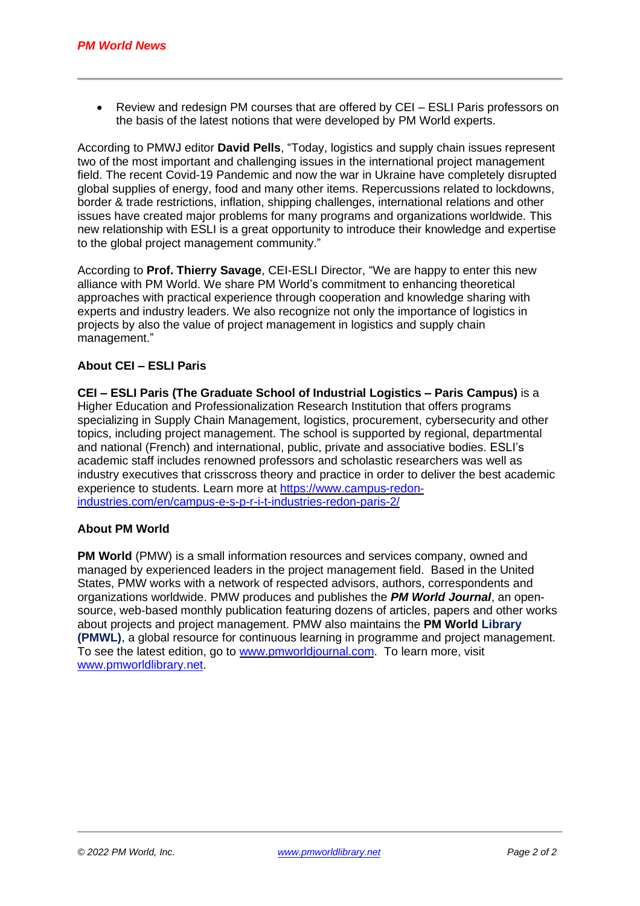- Review and redesign PM courses that are offered by CEI – ESLI Paris professors on the basis of the latest notions that were developed by PM World experts.

According to PMWJ editor **David Pells**, "Today, logistics and supply chain issues represent two of the most important and challenging issues in the international project management field. The recent Covid-19 Pandemic and now the war in Ukraine have completely disrupted global supplies of energy, food and many other items. Repercussions related to lockdowns, border & trade restrictions, inflation, shipping challenges, international relations and other issues have created major problems for many programs and organizations worldwide. This new relationship with ESLI is a great opportunity to introduce their knowledge and expertise to the global project management community."

According to **Prof. Thierry Savage**, CEI-ESLI Director, "We are happy to enter this new alliance with PM World. We share PM World's commitment to enhancing theoretical approaches with practical experience through cooperation and knowledge sharing with experts and industry leaders. We also recognize not only the importance of logistics in projects by also the value of project management in logistics and supply chain management."

**About CEI – ESLI Paris**

**CEI – ESLI Paris (The Graduate School of Industrial Logistics – Paris Campus)** is a Higher Education and Professionalization Research Institution that offers programs specializing in Supply Chain Management, logistics, procurement, cybersecurity and other topics, including project management. The school is supported by regional, departmental and national (French) and international, public, private and associative bodies. ESLI's academic staff includes renowned professors and scholastic researchers was well as industry executives that crisscross theory and practice in order to deliver the best academic experience to students. Learn more at https://www.campus-redon-industries.com/en/campus-e-s-p-r-i-t-industries-redon-paris-2/

**About PM World**

**PM World** (PMW) is a small information resources and services company, owned and managed by experienced leaders in the project management field. Based in the United States, PMW works with a network of respected advisors, authors, correspondents and organizations worldwide. PMW produces and publishes the ***PM World Journal***, an open-source, web-based monthly publication featuring dozens of articles, papers and other works about projects and project management. PMW also maintains the **PM World Library (PMWL)**, a global resource for continuous learning in programme and project management. To see the latest edition, go to www.pmworldjournal.com. To learn more, visit www.pmworldlibrary.net.